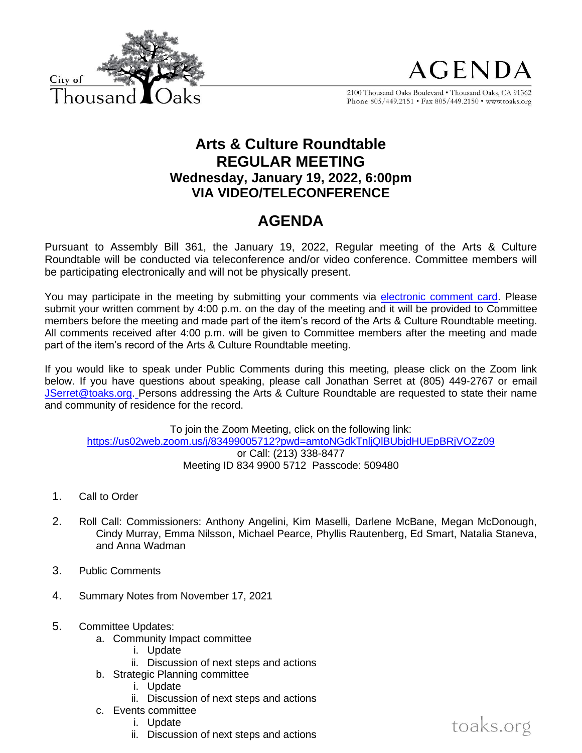City of Thousand Oaks

# AGENDA

2100 Thousand Oaks Boulevard • Thousand Oaks, CA 91362
Phone 805/449.2151 • Fax 805/449.2150 • www.toaks.org

# Arts & Culture Roundtable
## REGULAR MEETING
### Wednesday, January 19, 2022, 6:00pm
### VIA VIDEO/TELECONFERENCE

## AGENDA

Pursuant to Assembly Bill 361, the January 19, 2022, Regular meeting of the Arts & Culture Roundtable will be conducted via teleconference and/or video conference. Committee members will be participating electronically and will not be physically present.

You may participate in the meeting by submitting your comments via electronic comment card. Please submit your written comment by 4:00 p.m. on the day of the meeting and it will be provided to Committee members before the meeting and made part of the item's record of the Arts & Culture Roundtable meeting. All comments received after 4:00 p.m. will be given to Committee members after the meeting and made part of the item's record of the Arts & Culture Roundtable meeting.

If you would like to speak under Public Comments during this meeting, please click on the Zoom link below. If you have questions about speaking, please call Jonathan Serret at (805) 449-2767 or email JSerret@toaks.org. Persons addressing the Arts & Culture Roundtable are requested to state their name and community of residence for the record.

To join the Zoom Meeting, click on the following link:
https://us02web.zoom.us/j/83499005712?pwd=amtoNGdkTnljQlBUbjdHUEpBRjVOZz09
or Call: (213) 338-8477
Meeting ID 834 9900 5712 Passcode: 509480

1. Call to Order

2. Roll Call: Commissioners: Anthony Angelini, Kim Maselli, Darlene McBane, Megan McDonough, Cindy Murray, Emma Nilsson, Michael Pearce, Phyllis Rautenberg, Ed Smart, Natalia Staneva, and Anna Wadman

3. Public Comments

4. Summary Notes from November 17, 2021

5. Committee Updates:
   a. Community Impact committee
      i. Update
      ii. Discussion of next steps and actions
   b. Strategic Planning committee
      i. Update
      ii. Discussion of next steps and actions
   c. Events committee
      i. Update
      ii. Discussion of next steps and actions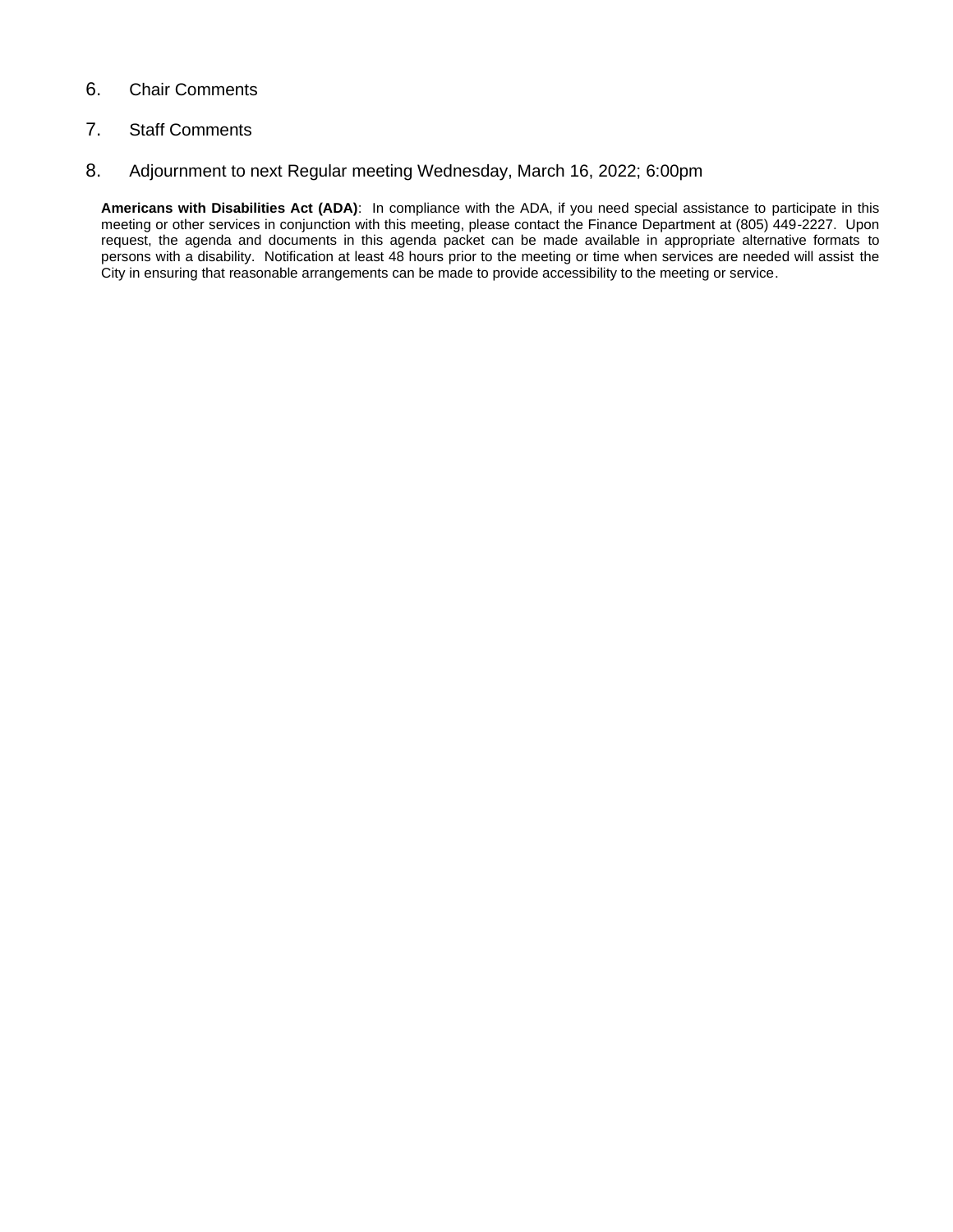6. Chair Comments

7. Staff Comments

8. Adjournment to next Regular meeting Wednesday, March 16, 2022; 6:00pm

**Americans with Disabilities Act (ADA)**: In compliance with the ADA, if you need special assistance to participate in this meeting or other services in conjunction with this meeting, please contact the Finance Department at (805) 449-2227. Upon request, the agenda and documents in this agenda packet can be made available in appropriate alternative formats to persons with a disability. Notification at least 48 hours prior to the meeting or time when services are needed will assist the City in ensuring that reasonable arrangements can be made to provide accessibility to the meeting or service.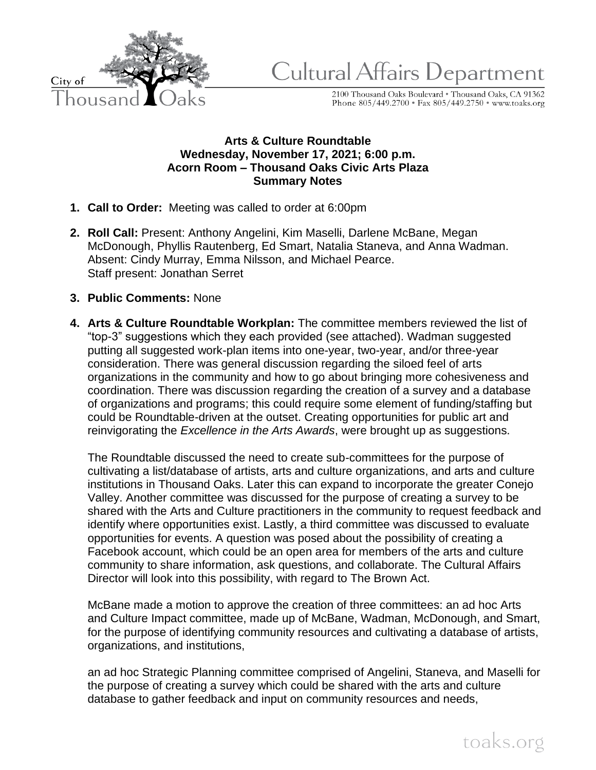Cultural Affairs Department

2100 Thousand Oaks Boulevard • Thousand Oaks, CA 91362
Phone 805/449.2700 • Fax 805/449.2750 • www.toaks.org

**Arts & Culture Roundtable**
**Wednesday, November 17, 2021; 6:00 p.m.**
**Acorn Room – Thousand Oaks Civic Arts Plaza**
**Summary Notes**

1. **Call to Order:** Meeting was called to order at 6:00pm

2. **Roll Call:** Present: Anthony Angelini, Kim Maselli, Darlene McBane, Megan McDonough, Phyllis Rautenberg, Ed Smart, Natalia Staneva, and Anna Wadman. Absent: Cindy Murray, Emma Nilsson, and Michael Pearce.
   Staff present: Jonathan Serret

3. **Public Comments:** None

4. **Arts & Culture Roundtable Workplan:** The committee members reviewed the list of "top-3" suggestions which they each provided (see attached). Wadman suggested putting all suggested work-plan items into one-year, two-year, and/or three-year consideration. There was general discussion regarding the siloed feel of arts organizations in the community and how to go about bringing more cohesiveness and coordination. There was discussion regarding the creation of a survey and a database of organizations and programs; this could require some element of funding/staffing but could be Roundtable-driven at the outset. Creating opportunities for public art and reinvigorating the *Excellence in the Arts Awards*, were brought up as suggestions.

   The Roundtable discussed the need to create sub-committees for the purpose of cultivating a list/database of artists, arts and culture organizations, and arts and culture institutions in Thousand Oaks. Later this can expand to incorporate the greater Conejo Valley. Another committee was discussed for the purpose of creating a survey to be shared with the Arts and Culture practitioners in the community to request feedback and identify where opportunities exist. Lastly, a third committee was discussed to evaluate opportunities for events. A question was posed about the possibility of creating a Facebook account, which could be an open area for members of the arts and culture community to share information, ask questions, and collaborate. The Cultural Affairs Director will look into this possibility, with regard to The Brown Act.

   McBane made a motion to approve the creation of three committees: an ad hoc Arts and Culture Impact committee, made up of McBane, Wadman, McDonough, and Smart, for the purpose of identifying community resources and cultivating a database of artists, organizations, and institutions,

   an ad hoc Strategic Planning committee comprised of Angelini, Staneva, and Maselli for the purpose of creating a survey which could be shared with the arts and culture database to gather feedback and input on community resources and needs,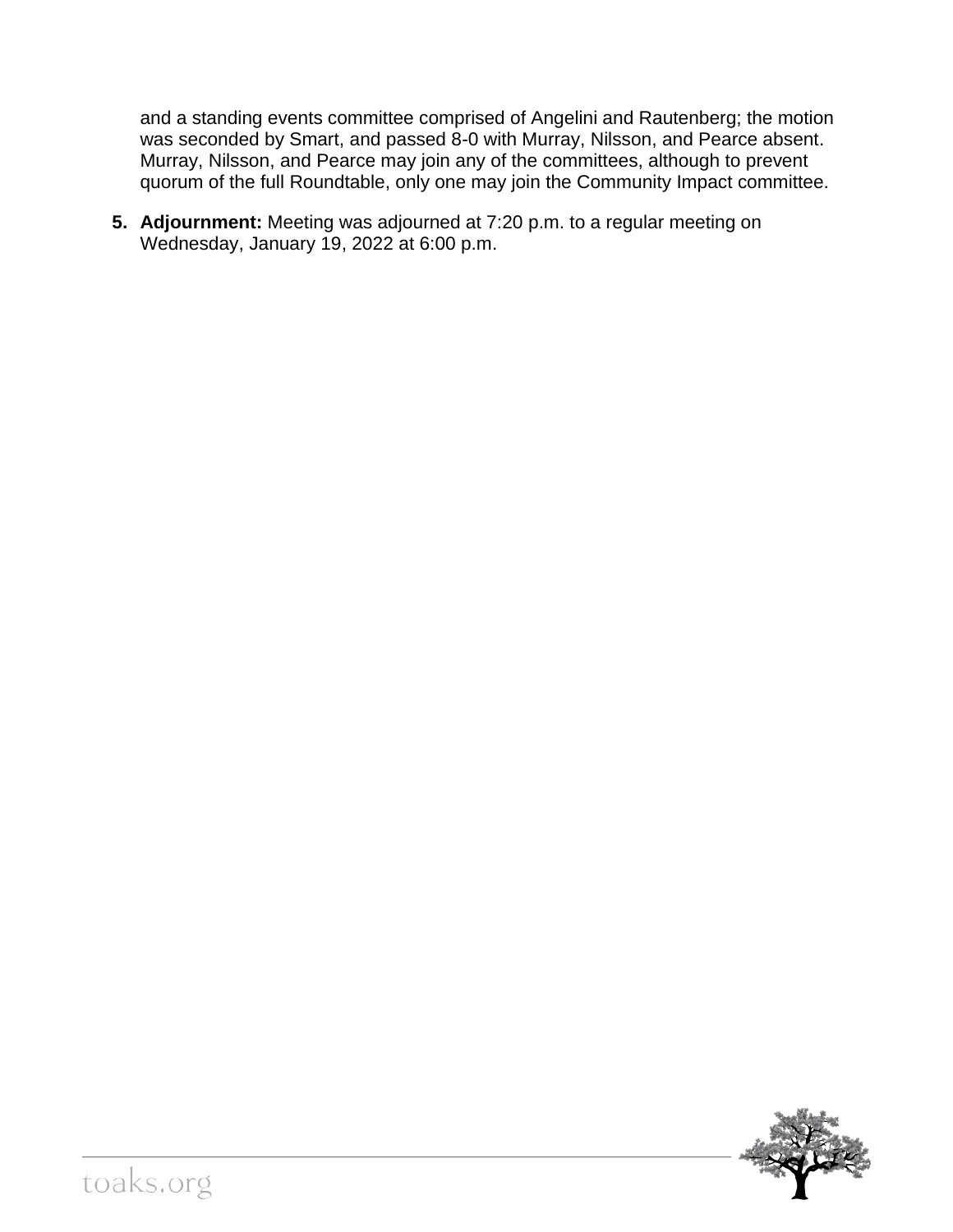and a standing events committee comprised of Angelini and Rautenberg; the motion was seconded by Smart, and passed 8-0 with Murray, Nilsson, and Pearce absent. Murray, Nilsson, and Pearce may join any of the committees, although to prevent quorum of the full Roundtable, only one may join the Community Impact committee.

5. **Adjournment:** Meeting was adjourned at 7:20 p.m. to a regular meeting on Wednesday, January 19, 2022 at 6:00 p.m.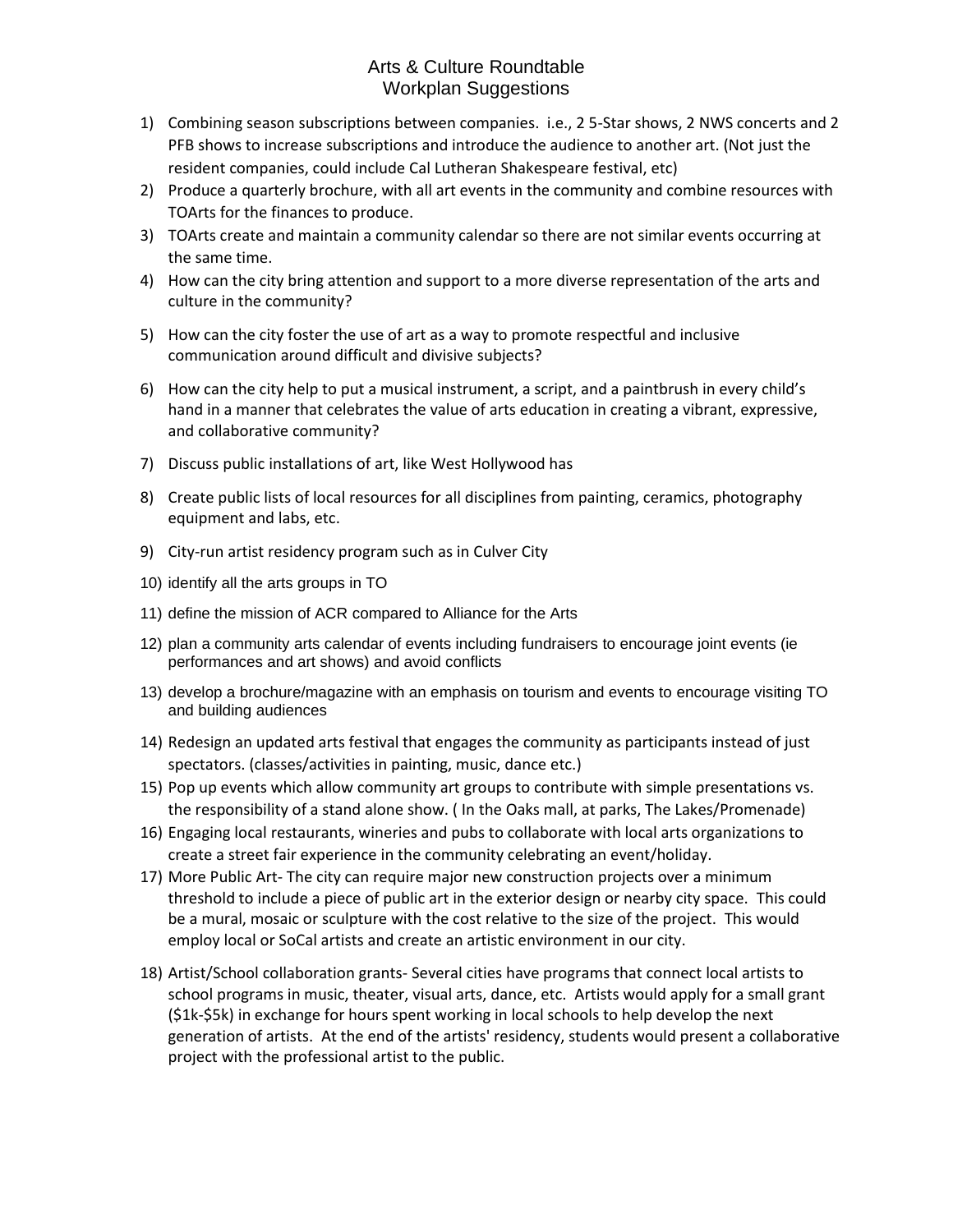# Arts & Culture Roundtable
## Workplan Suggestions

1) Combining season subscriptions between companies. i.e., 2 5-Star shows, 2 NWS concerts and 2 PFB shows to increase subscriptions and introduce the audience to another art. (Not just the resident companies, could include Cal Lutheran Shakespeare festival, etc)
2) Produce a quarterly brochure, with all art events in the community and combine resources with TOArts for the finances to produce.
3) TOArts create and maintain a community calendar so there are not similar events occurring at the same time.
4) How can the city bring attention and support to a more diverse representation of the arts and culture in the community?
5) How can the city foster the use of art as a way to promote respectful and inclusive communication around difficult and divisive subjects?
6) How can the city help to put a musical instrument, a script, and a paintbrush in every child's hand in a manner that celebrates the value of arts education in creating a vibrant, expressive, and collaborative community?
7) Discuss public installations of art, like West Hollywood has
8) Create public lists of local resources for all disciplines from painting, ceramics, photography equipment and labs, etc.
9) City-run artist residency program such as in Culver City
10) identify all the arts groups in TO
11) define the mission of ACR compared to Alliance for the Arts
12) plan a community arts calendar of events including fundraisers to encourage joint events (ie performances and art shows) and avoid conflicts
13) develop a brochure/magazine with an emphasis on tourism and events to encourage visiting TO and building audiences
14) Redesign an updated arts festival that engages the community as participants instead of just spectators. (classes/activities in painting, music, dance etc.)
15) Pop up events which allow community art groups to contribute with simple presentations vs. the responsibility of a stand alone show. ( In the Oaks mall, at parks, The Lakes/Promenade)
16) Engaging local restaurants, wineries and pubs to collaborate with local arts organizations to create a street fair experience in the community celebrating an event/holiday.
17) More Public Art- The city can require major new construction projects over a minimum threshold to include a piece of public art in the exterior design or nearby city space. This could be a mural, mosaic or sculpture with the cost relative to the size of the project. This would employ local or SoCal artists and create an artistic environment in our city.
18) Artist/School collaboration grants- Several cities have programs that connect local artists to school programs in music, theater, visual arts, dance, etc. Artists would apply for a small grant ($1k-$5k) in exchange for hours spent working in local schools to help develop the next generation of artists. At the end of the artists' residency, students would present a collaborative project with the professional artist to the public.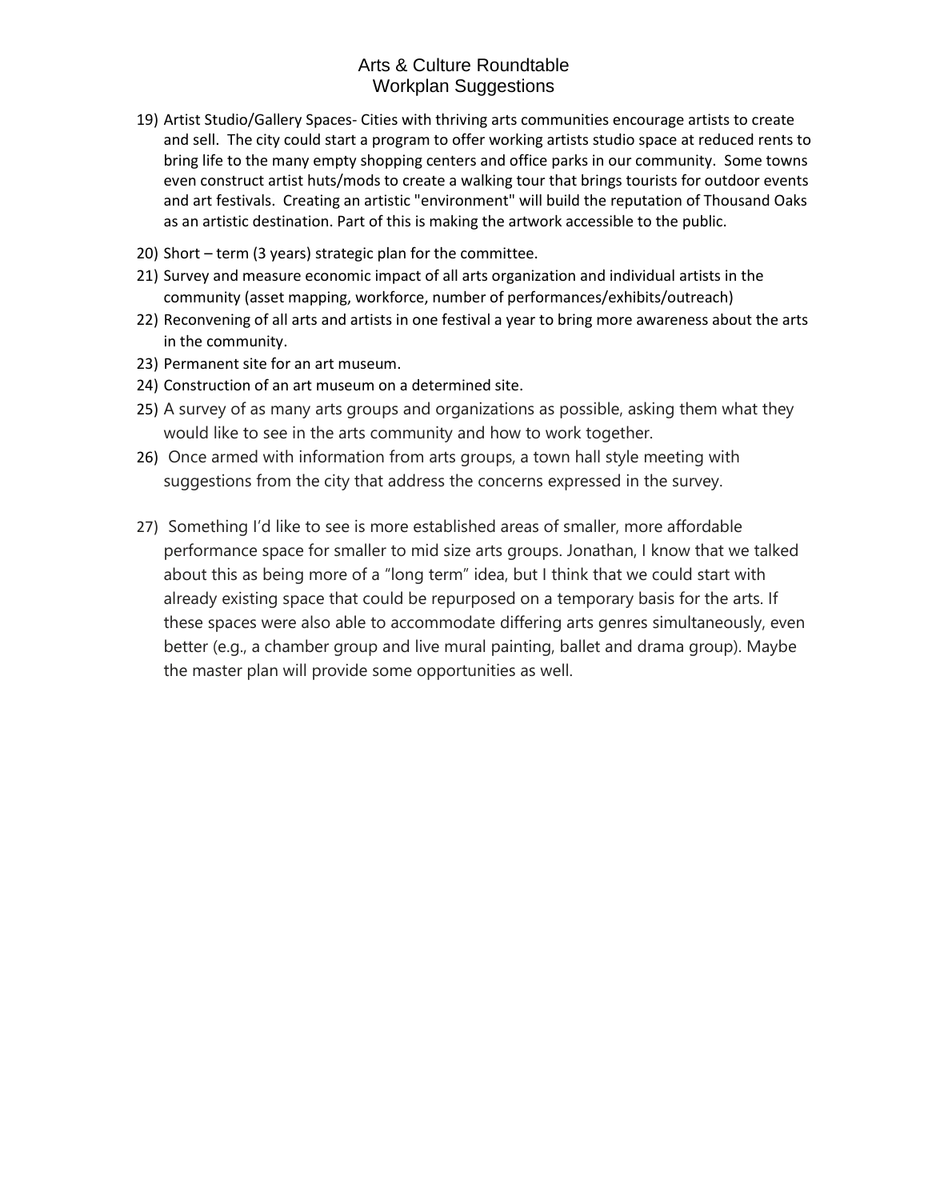# Arts & Culture Roundtable Workplan Suggestions

19) Artist Studio/Gallery Spaces- Cities with thriving arts communities encourage artists to create and sell. The city could start a program to offer working artists studio space at reduced rents to bring life to the many empty shopping centers and office parks in our community. Some towns even construct artist huts/mods to create a walking tour that brings tourists for outdoor events and art festivals. Creating an artistic "environment" will build the reputation of Thousand Oaks as an artistic destination. Part of this is making the artwork accessible to the public.
20) Short – term (3 years) strategic plan for the committee.
21) Survey and measure economic impact of all arts organization and individual artists in the community (asset mapping, workforce, number of performances/exhibits/outreach)
22) Reconvening of all arts and artists in one festival a year to bring more awareness about the arts in the community.
23) Permanent site for an art museum.
24) Construction of an art museum on a determined site.
25) A survey of as many arts groups and organizations as possible, asking them what they would like to see in the arts community and how to work together.
26) Once armed with information from arts groups, a town hall style meeting with suggestions from the city that address the concerns expressed in the survey.
27) Something I'd like to see is more established areas of smaller, more affordable performance space for smaller to mid size arts groups. Jonathan, I know that we talked about this as being more of a "long term" idea, but I think that we could start with already existing space that could be repurposed on a temporary basis for the arts. If these spaces were also able to accommodate differing arts genres simultaneously, even better (e.g., a chamber group and live mural painting, ballet and drama group). Maybe the master plan will provide some opportunities as well.